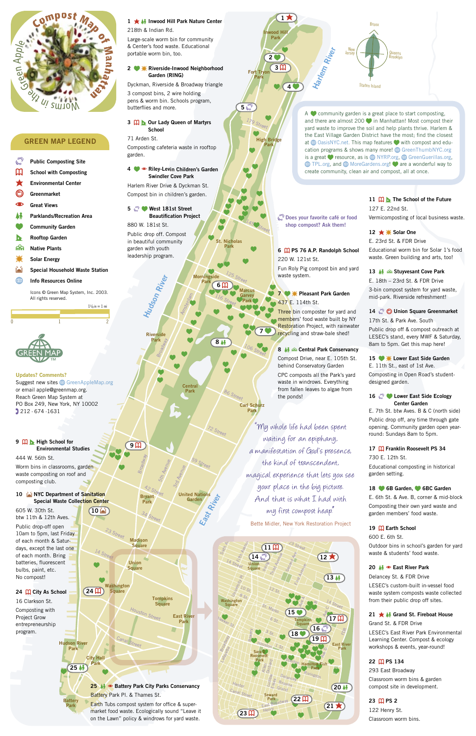# Compost Map of Manhattan

The Green Apple — Worms in the

## GREEN MAP LEGEND

- Public Composting Site
- School with Composting
- Environmental Center
- Greenmarket
- Great Views
- Parklands/Recreation Area
- Community Garden
- Rooftop Garden
- Native Plants
- Solar Energy
- Special Household Waste Station
- Info Resources Online

Icons © Green Map System, Inc. 2003. All rights reserved.

1/2 in = 1 mi

0 1 2

GREEN MAP TM

**Updates? Comments?**
Suggest new sites GreenAppleMap.org or email apple@greenmap.org.
Reach Green Map System at PO Box 249, New York, NY 10002
212 · 674 ·1631

**1 Inwood Hill Park Nature Center**
218th & Indian Rd.
Large-scale worm bin for community & Center's food waste. Educational portable worm bin, too.

**2 Riverside-Inwood Neighborhood Garden (RING)**
Dyckman, Riverside & Broadway triangle
3 compost bins, 2 wire holding pens & worm bin. Schools program, butterflies and more.

**3 Our Lady Queen of Martyrs School**
71 Arden St.
Composting cafeteria waste in rooftop garden.

**4 Riley-Levin Children's Garden Swindler Cove Park**
Harlem River Drive & Dyckman St.
Compost bin in children's garden.

**5 West 181st Street Beautification Project**
880 W. 181st St.
Public drop off. Compost in beautiful community garden with youth leadership program.

**6 PS 76 A.P. Randolph School**
220 W. 121st St.
Fun Roly Pig compost bin and yard waste system.

**7 Pleasant Park Garden**
437 E. 114th St.
Three bin composter for yard and members' food waste built by NY Restoration Project, with rainwater recycling and straw-bale shed!

**8 Central Park Conservancy**
Compost Drive, near E. 105th St. behind Conservatory Garden
CPC composts all the Park's yard waste in windrows. Everything from fallen leaves to algae from the ponds!

**9 High School for Environmental Studies**
444 W. 56th St.
Worm bins in classrooms, garden waste composting on roof and composting club.

**10 NYC Department of Sanitation Special Waste Collection Center**
605 W. 30th St. btw 11th & 12th Aves.
Public drop-off open 10am to 5pm, last Friday of each month & Saturdays, except the last one of each month. Bring batteries, fluorescent bulbs, paint, etc. No compost!

**24 City As School**
16 Clarkson St.
Composting with Project Grow entrepreneurship program.

**25 Battery Park City Parks Conservancy**
Battery Park Pl. & Thames St.
Earth Tubs compost system for office & supermarket food waste. Ecologically sound "Leave it on the Lawn" policy & windrows for yard waste.

A community garden is a great place to start composting, and there are almost 200 in Manhattan! Most compost their yard waste to improve the soil and help plants thrive. Harlem & the East Village Garden District have the most; find the closest at OasisNYC.net. This map features with compost and education programs & shows many more! GreenThumbNYC.org is a great resource, as is NYRP.org, GreenGuerillas.org, TPL.org, and MoreGardens.org! are a wonderful way to create community, clean air and compost, all at once.

Does your favorite café or food shop compost? Ask them!

*"My whole life had been spent waiting for an epiphany, a manifestation of God's presence, the kind of transcendent, magical experience that lets you see your place in the big picture. And that is what I had with my first compost heap."*
Bette Midler, New York Restoration Project

**11 The School of the Future**
127 E. 22nd St.
Vermicomposting of local business waste.

**12 Solar One**
E. 23rd St. & FDR Drive
Educational worm bin for Solar 1's food waste. Green building and arts, too!

**13 Stuyvesant Cove Park**
E. 18th – 23rd St. & FDR Drive
3-bin compost system for yard waste, mid-park. Riverside refreshment!

**14 Union Square Greenmarket**
17th St. & Park Ave. South
Public drop off & compost outreach at LESEC's stand, every MWF & Saturday, 8am to 5pm. Get this map here!

**15 Lower East Side Garden**
E. 11th St., east of 1st Ave.
Composting in Open Road's student-designed garden.

**16 Lower East Side Ecology Center Garden**
E. 7th St. btw Aves. B & C (north side)
Public drop off, any time through gate opening. Community garden open year-round: Sundays 8am to 5pm.

**17 Franklin Roosevelt PS 34**
730 E. 12th St.
Educational composting in historical garden setting.

**18 6B Garden, 6BC Garden**
E. 6th St. & Ave. B, corner & mid-block
Composting their own yard waste and garden members' food waste.

**19 Earth School**
600 E. 6th St.
Outdoor bins in school's garden for yard waste & students' food waste.

**20 East River Park**
Delancey St. & FDR Drive
LESEC's custom-built in-vessel food waste system composts waste collected from their public drop off sites.

**21 Grand St. Fireboat House**
Grand St. & FDR Drive
LESEC's East River Park Environmental Learning Center. Compost & ecology workshops & events, year-round!

**22 PS 134**
293 East Broadway
Classroom worm bins & garden compost site in development.

**23 PS 2**
122 Henry St.
Classroom worm bins.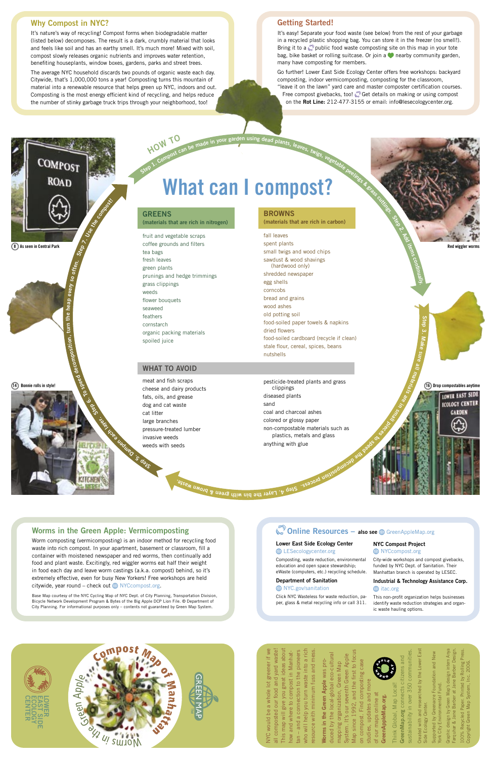## Why Compost in NYC?

It's nature's way of recycling! Compost forms when biodegradable matter (listed below) decomposes. The result is a dark, crumbly material that looks and feels like soil and has an earthy smell. It's much more! Mixed with soil, compost slowly releases organic nutrients and improves water retention, benefiting houseplants, window boxes, gardens, parks and street trees.

The average NYC household discards two pounds of organic waste each day. Citywide, that's 1,000,000 tons a year! Composting turns this mountain of material into a renewable resource that helps green up NYC, indoors and out. Composting is the most energy efficient kind of recycling, and helps reduce the number of stinky garbage truck trips through your neighborhood, too!

## Getting Started!

It's easy! Separate your food waste (see below) from the rest of your garbage in a recycled plastic shopping bag. You can store it in the freezer (no smell!). Bring it to a public food waste composting site on this map in your tote bag, bike basket or rolling suitcase. Or join a nearby community garden, many have composting for members.

Go further! Lower East Side Ecology Center offers free workshops: backyard composting, indoor vermicomposting, composting for the classroom, "leave it on the lawn" yard care and master composter certification courses. Free compost givebacks, too! Get details on making or using compost on the **Rot Line:** 212-477-3155 or email: info@lesecologycenter.org.

## HOW TO

Step 1. Compost can be made in your garden using dead plants, leaves, twigs, vegetable peelings & grass cuttings. Step 2. Add items continually. Step 3. Make sure all materials are in small pieces to speed the decomposition process. Step 4. Layer the bin with green & brown waste. Step 5. Dampen each layer. Step 6. To speed decomposition, turn the heap every so often. Step 7. Use the compost!

# What can I compost?

### GREENS
(materials that are rich in nitrogen)

- fruit and vegetable scraps
- coffee grounds and filters
- tea bags
- fresh leaves
- green plants
- prunings and hedge trimmings
- grass clippings
- weeds
- flower bouquets
- seaweed
- feathers
- cornstarch
- organic packing materials
- spoiled juice

### BROWNS
(materials that are rich in carbon)

- fall leaves
- spent plants
- small twigs and wood chips
- sawdust & wood shavings (hardwood only)
- shredded newspaper
- egg shells
- corncobs
- bread and grains
- wood ashes
- old potting soil
- food-soiled paper towels & napkins
- dried flowers
- food-soiled cardboard (recycle if clean)
- stale flour, cereal, spices, beans
- nutshells

### WHAT TO AVOID

- meat and fish scraps
- cheese and dairy products
- fats, oils, and grease
- dog and cat waste
- cat litter
- large branches
- pressure-treated lumber
- invasive weeds
- weeds with seeds
- pesticide-treated plants and grass clippings
- diseased plants
- sand
- coal and charcoal ashes
- colored or glossy paper
- non-compostable materials such as plastics, metals and glass
- anything with glue

(8) As seen in Central Park

Red wiggler worms

(14) Bonnie rolls in style!

(16) Drop compostables anytime

## Worms in the Green Apple: Vermicomposting

Worm composting (vermicomposting) is an indoor method for recycling food waste into rich compost. In your apartment, basement or classroom, fill a container with moistened newspaper and red worms, then continually add food and plant waste. Excitingly, red wiggler worms eat half their weight in food each day and leave worm castings (a.k.a. compost) behind, so it's extremely effective, even for busy New Yorkers! Free workshops are held citywide, year round – check out NYCcompost.org.

Base Map courtesy of the NYC Cycling Map of NYC Dept. of City Planning, Transportation Division, Bicycle Network Development Program & Bytes of the Big Apple DCP Lion File. © Department of City Planning. For informational purposes only – contents not guaranteed by Green Map System.

## Online Resources – also see GreenAppleMap.org

**Lower East Side Ecology Center**
LESecologycenter.org
Composting, waste reduction, environmental education and open space stewardship; eWaste (computers, etc.) recycling schedule.

**Department of Sanitation**
NYC.gov/sanitation
Click NYC Wasteless for waste reduction, paper, glass & metal recycling info or call 311.

**NYC Compost Project**
NYCcompost.org
City-wide workshops and compost givebacks, funded by NYC Dept. of Sanitation. Their Manhattan branch is operated by LESEC.

**Industrial & Technology Assistance Corp.**
itac.org
This non-profit organization helps businesses identify waste reduction strategies and organic waste hauling options.

LOWER EAST SIDE ECOLOGY CENTER

Compost Map of Manhattan — Worms in the Green Apple

GREEN MAP

NYC would be a whole lot greener if we all composted our food and yard waste! This map will give you great ideas about how and where to compost in Manhattan – and a connection to the pioneers who will help you turn waste into a rich resource with minimum fuss and mess.

**Worms in the Green Apple** was produced by the local-global eco-cultural mapping organization, Green Map System. It's our seventh Green Apple Map since 1992, and the first to focus on compost. Find composting case studies, updates and more of our maps online at **GreenAppleMap.org.**

Think Global, Map Local! **GreenMap.org** connects citizens and sustainability in over 350 communities.

Created with and researched by the Lower East Side Ecology Center.

Supported by Greenacre Foundation and New York City Environmental Fund.

Graphic design by Green Map's design intern Anya Farquhar & Jane Barber at Jane Barber Design. 100% Recycled Paper. Printed by Rolling Press. Copyright Green Map System, Inc. 2006.